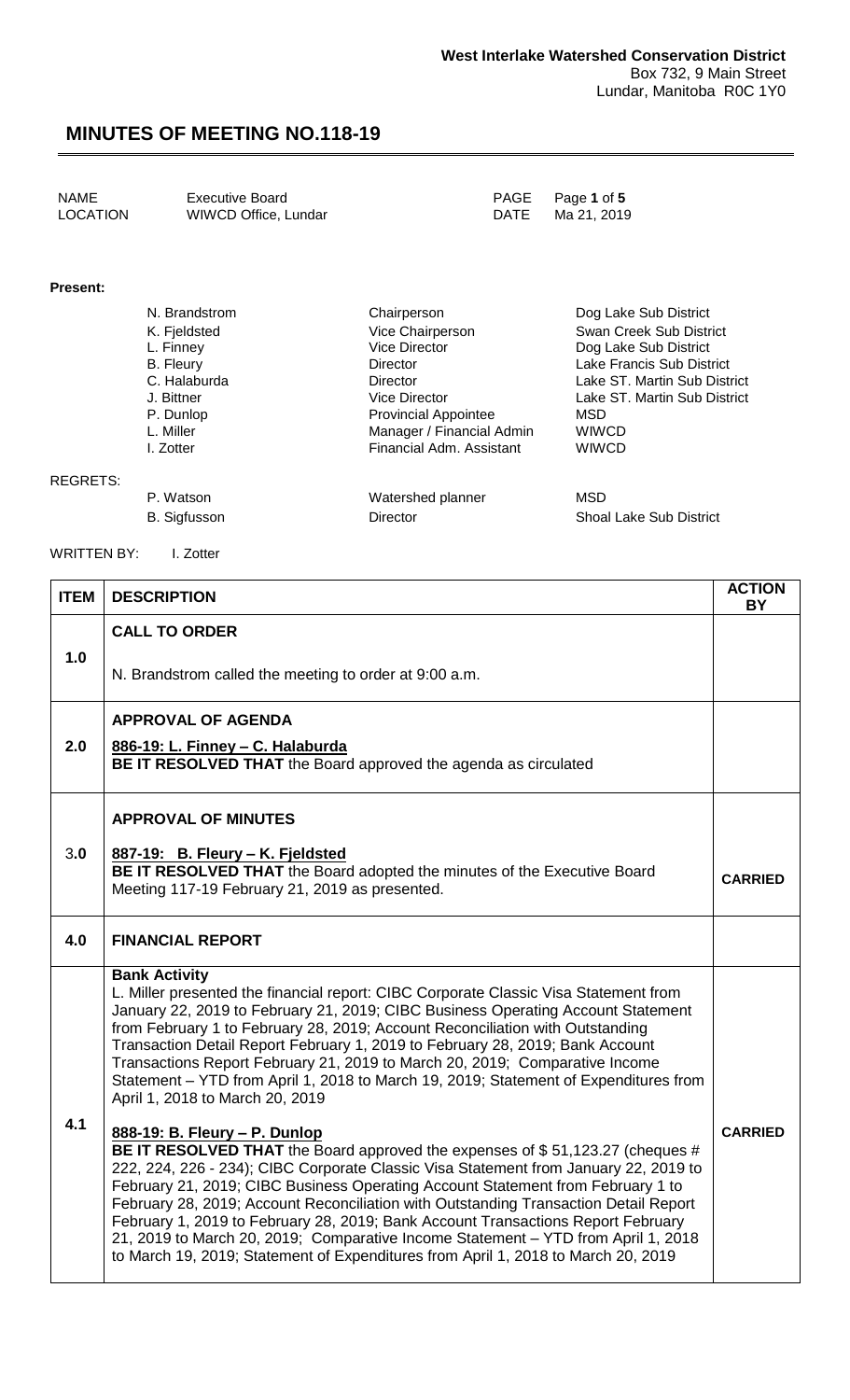**West Interlake Watershed Conservation District**
Box 732, 9 Main Street
Lundar, Manitoba R0C 1Y0

# MINUTES OF MEETING NO.118-19

| NAME | Executive Board | PAGE | Page **1** of **5** |
|---|---|---|---|
| LOCATION | WIWCD Office, Lundar | DATE | Ma 21, 2019 |

**Present:**

| | | |
|---|---|---|
| N. Brandstrom | Chairperson | Dog Lake Sub District |
| K. Fjeldsted | Vice Chairperson | Swan Creek Sub District |
| L. Finney | Vice Director | Dog Lake Sub District |
| B. Fleury | Director | Lake Francis Sub District |
| C. Halaburda | Director | Lake ST. Martin Sub District |
| J. Bittner | Vice Director | Lake ST. Martin Sub District |
| P. Dunlop | Provincial Appointee | MSD |
| L. Miller | Manager / Financial Admin | WIWCD |
| I. Zotter | Financial Adm. Assistant | WIWCD |

REGRETS:

| | | |
|---|---|---|
| P. Watson | Watershed planner | MSD |
| B. Sigfusson | Director | Shoal Lake Sub District |

WRITTEN BY: I. Zotter

| ITEM | DESCRIPTION | ACTION BY |
|---|---|---|
| 1.0 | **CALL TO ORDER**<br><br>N. Brandstrom called the meeting to order at 9:00 a.m. | |
| 2.0 | **APPROVAL OF AGENDA**<br><br>**886-19: L. Finney – C. Halaburda**<br>**BE IT RESOLVED THAT** the Board approved the agenda as circulated | |
| 3.0 | **APPROVAL OF MINUTES**<br><br>**887-19: B. Fleury – K. Fjeldsted**<br>**BE IT RESOLVED THAT** the Board adopted the minutes of the Executive Board Meeting 117-19 February 21, 2019 as presented. | **CARRIED** |
| 4.0 | **FINANCIAL REPORT** | |
| 4.1 | **Bank Activity**<br>L. Miller presented the financial report: CIBC Corporate Classic Visa Statement from January 22, 2019 to February 21, 2019; CIBC Business Operating Account Statement from February 1 to February 28, 2019; Account Reconciliation with Outstanding Transaction Detail Report February 1, 2019 to February 28, 2019; Bank Account Transactions Report February 21, 2019 to March 20, 2019; Comparative Income Statement – YTD from April 1, 2018 to March 19, 2019; Statement of Expenditures from April 1, 2018 to March 20, 2019<br><br>**888-19: B. Fleury – P. Dunlop**<br>**BE IT RESOLVED THAT** the Board approved the expenses of $ 51,123.27 (cheques # 222, 224, 226 - 234); CIBC Corporate Classic Visa Statement from January 22, 2019 to February 21, 2019; CIBC Business Operating Account Statement from February 1 to February 28, 2019; Account Reconciliation with Outstanding Transaction Detail Report February 1, 2019 to February 28, 2019; Bank Account Transactions Report February 21, 2019 to March 20, 2019; Comparative Income Statement – YTD from April 1, 2018 to March 19, 2019; Statement of Expenditures from April 1, 2018 to March 20, 2019 | **CARRIED** |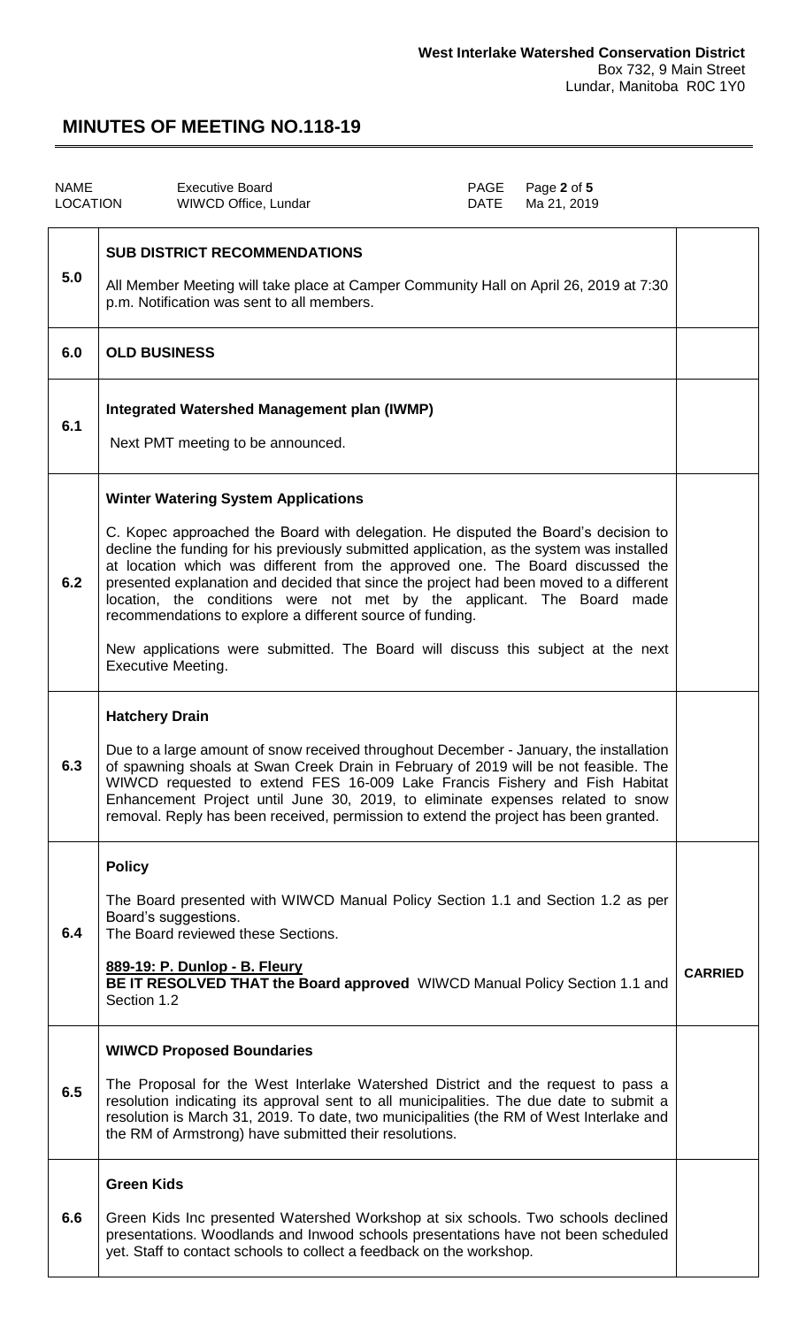| NAME | Executive Board | PAGE | Page 2 of 5 |
| --- | --- | --- | --- |
| LOCATION | WIWCD Office, Lundar | DATE | Ma 21, 2019 |

| | | |
| --- | --- | --- |
| 5.0 | **SUB DISTRICT RECOMMENDATIONS**<br><br>All Member Meeting will take place at Camper Community Hall on April 26, 2019 at 7:30 p.m. Notification was sent to all members. | |
| 6.0 | **OLD BUSINESS** | |
| 6.1 | **Integrated Watershed Management plan (IWMP)**<br><br>Next PMT meeting to be announced. | |
| 6.2 | **Winter Watering System Applications**<br><br>C. Kopec approached the Board with delegation. He disputed the Board's decision to decline the funding for his previously submitted application, as the system was installed at location which was different from the approved one. The Board discussed the presented explanation and decided that since the project had been moved to a different location, the conditions were not met by the applicant. The Board made recommendations to explore a different source of funding.<br><br>New applications were submitted. The Board will discuss this subject at the next Executive Meeting. | |
| 6.3 | **Hatchery Drain**<br><br>Due to a large amount of snow received throughout December - January, the installation of spawning shoals at Swan Creek Drain in February of 2019 will be not feasible. The WIWCD requested to extend FES 16-009 Lake Francis Fishery and Fish Habitat Enhancement Project until June 30, 2019, to eliminate expenses related to snow removal. Reply has been received, permission to extend the project has been granted. | |
| 6.4 | **Policy**<br><br>The Board presented with WIWCD Manual Policy Section 1.1 and Section 1.2 as per Board's suggestions.<br>The Board reviewed these Sections.<br><br>**889-19: P. Dunlop - B. Fleury**<br>**BE IT RESOLVED THAT the Board approved** WIWCD Manual Policy Section 1.1 and Section 1.2 | **CARRIED** |
| 6.5 | **WIWCD Proposed Boundaries**<br><br>The Proposal for the West Interlake Watershed District and the request to pass a resolution indicating its approval sent to all municipalities. The due date to submit a resolution is March 31, 2019. To date, two municipalities (the RM of West Interlake and the RM of Armstrong) have submitted their resolutions. | |
| 6.6 | **Green Kids**<br><br>Green Kids Inc presented Watershed Workshop at six schools. Two schools declined presentations. Woodlands and Inwood schools presentations have not been scheduled yet. Staff to contact schools to collect a feedback on the workshop. | |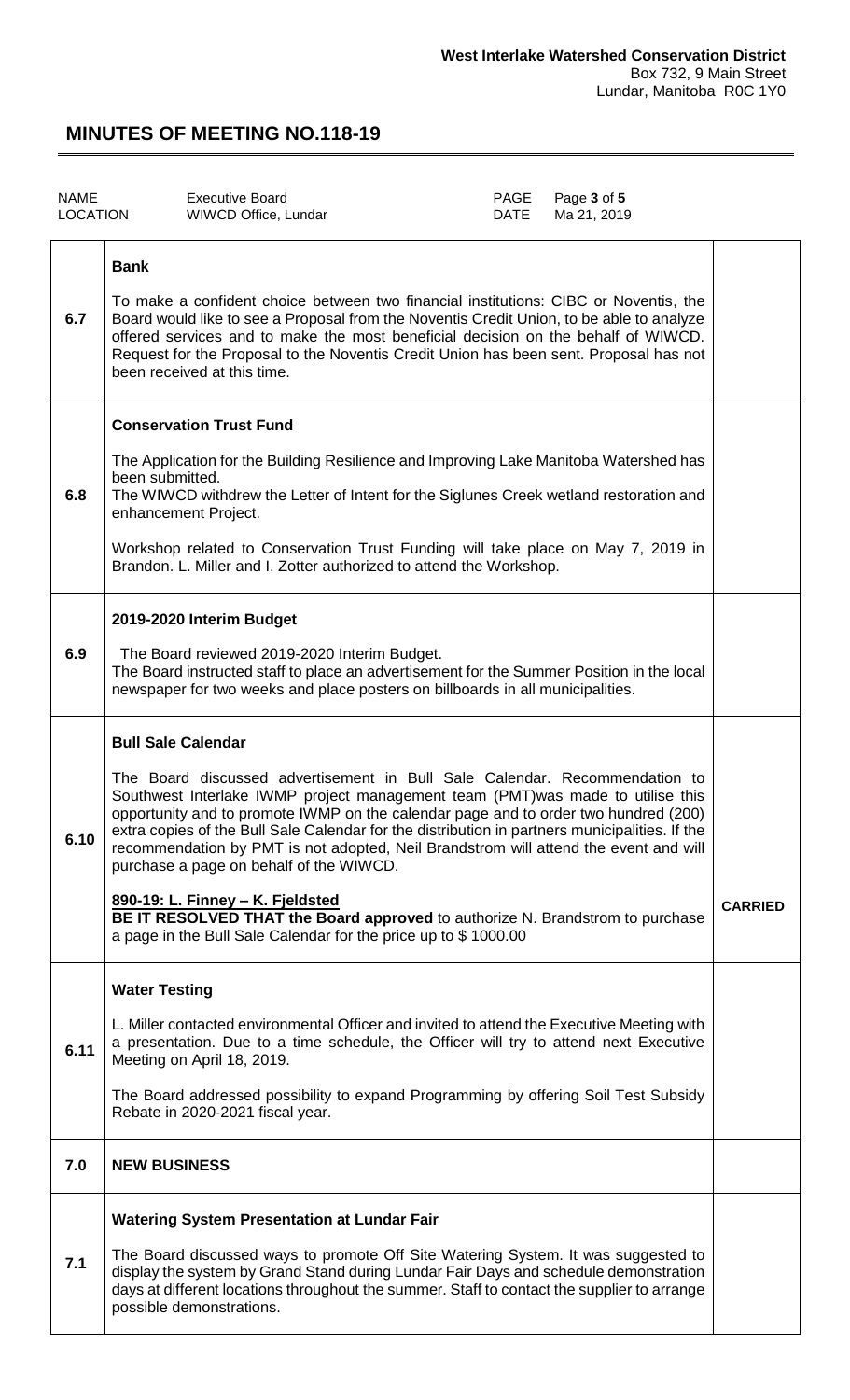| | | |
|---|---|---|
| **6.7** | **Bank**<br><br>To make a confident choice between two financial institutions: CIBC or Noventis, the Board would like to see a Proposal from the Noventis Credit Union, to be able to analyze offered services and to make the most beneficial decision on the behalf of WIWCD. Request for the Proposal to the Noventis Credit Union has been sent. Proposal has not been received at this time. | |
| **6.8** | **Conservation Trust Fund**<br><br>The Application for the Building Resilience and Improving Lake Manitoba Watershed has been submitted.<br>The WIWCD withdrew the Letter of Intent for the Siglunes Creek wetland restoration and enhancement Project.<br><br>Workshop related to Conservation Trust Funding will take place on May 7, 2019 in Brandon. L. Miller and I. Zotter authorized to attend the Workshop. | |
| **6.9** | **2019-2020 Interim Budget**<br><br>The Board reviewed 2019-2020 Interim Budget.<br>The Board instructed staff to place an advertisement for the Summer Position in the local newspaper for two weeks and place posters on billboards in all municipalities. | |
| **6.10** | **Bull Sale Calendar**<br><br>The Board discussed advertisement in Bull Sale Calendar. Recommendation to Southwest Interlake IWMP project management team (PMT)was made to utilise this opportunity and to promote IWMP on the calendar page and to order two hundred (200) extra copies of the Bull Sale Calendar for the distribution in partners municipalities. If the recommendation by PMT is not adopted, Neil Brandstrom will attend the event and will purchase a page on behalf of the WIWCD.<br><br>**<u>890-19: L. Finney – K. Fjeldsted</u>**<br>**BE IT RESOLVED THAT the Board approved** to authorize N. Brandstrom to purchase a page in the Bull Sale Calendar for the price up to $ 1000.00 | **CARRIED** |
| **6.11** | **Water Testing**<br><br>L. Miller contacted environmental Officer and invited to attend the Executive Meeting with a presentation. Due to a time schedule, the Officer will try to attend next Executive Meeting on April 18, 2019.<br><br>The Board addressed possibility to expand Programming by offering Soil Test Subsidy Rebate in 2020-2021 fiscal year. | |
| **7.0** | **NEW BUSINESS** | |
| **7.1** | **Watering System Presentation at Lundar Fair**<br><br>The Board discussed ways to promote Off Site Watering System. It was suggested to display the system by Grand Stand during Lundar Fair Days and schedule demonstration days at different locations throughout the summer. Staff to contact the supplier to arrange possible demonstrations. | |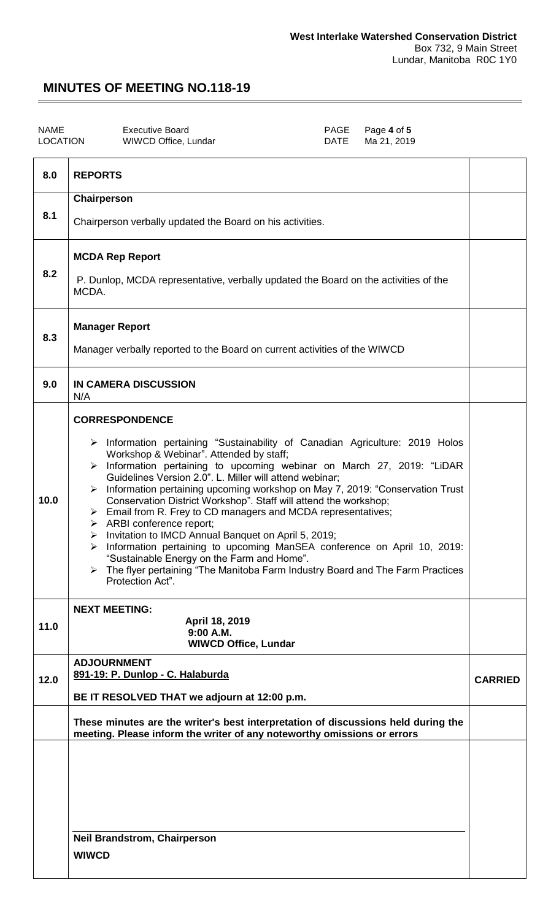**West Interlake Watershed Conservation District**
Box 732, 9 Main Street
Lundar, Manitoba R0C 1Y0

# MINUTES OF MEETING NO.118-19

| NAME | Executive Board | PAGE | Page **4** of **5** |
|---|---|---|---|
| LOCATION | WIWCD Office, Lundar | DATE | Ma 21, 2019 |

| | | |
|---|---|---|
| 8.0 | **REPORTS** | |
| 8.1 | **Chairperson**<br><br>Chairperson verbally updated the Board on his activities. | |
| 8.2 | **MCDA Rep Report**<br><br>P. Dunlop, MCDA representative, verbally updated the Board on the activities of the MCDA. | |
| 8.3 | **Manager Report**<br><br>Manager verbally reported to the Board on current activities of the WIWCD | |
| 9.0 | **IN CAMERA DISCUSSION**<br>N/A | |
| 10.0 | **CORRESPONDENCE**<br><br>➢ Information pertaining "Sustainability of Canadian Agriculture: 2019 Holos Workshop & Webinar". Attended by staff;<br>➢ Information pertaining to upcoming webinar on March 27, 2019: "LiDAR Guidelines Version 2.0". L. Miller will attend webinar;<br>➢ Information pertaining upcoming workshop on May 7, 2019: "Conservation Trust Conservation District Workshop". Staff will attend the workshop;<br>➢ Email from R. Frey to CD managers and MCDA representatives;<br>➢ ARBI conference report;<br>➢ Invitation to IMCD Annual Banquet on April 5, 2019;<br>➢ Information pertaining to upcoming ManSEA conference on April 10, 2019: "Sustainable Energy on the Farm and Home".<br>➢ The flyer pertaining "The Manitoba Farm Industry Board and The Farm Practices Protection Act". | |
| 11.0 | **NEXT MEETING:**<br>**April 18, 2019**<br>**9:00 A.M.**<br>**WIWCD Office, Lundar** | |
| 12.0 | **ADJOURNMENT**<br>**891-19: P. Dunlop - C. Halaburda**<br><br>**BE IT RESOLVED THAT we adjourn at 12:00 p.m.** | **CARRIED** |
| | **These minutes are the writer's best interpretation of discussions held during the meeting. Please inform the writer of any noteworthy omissions or errors** | |
| | **Neil Brandstrom, Chairperson**<br>**WIWCD** | |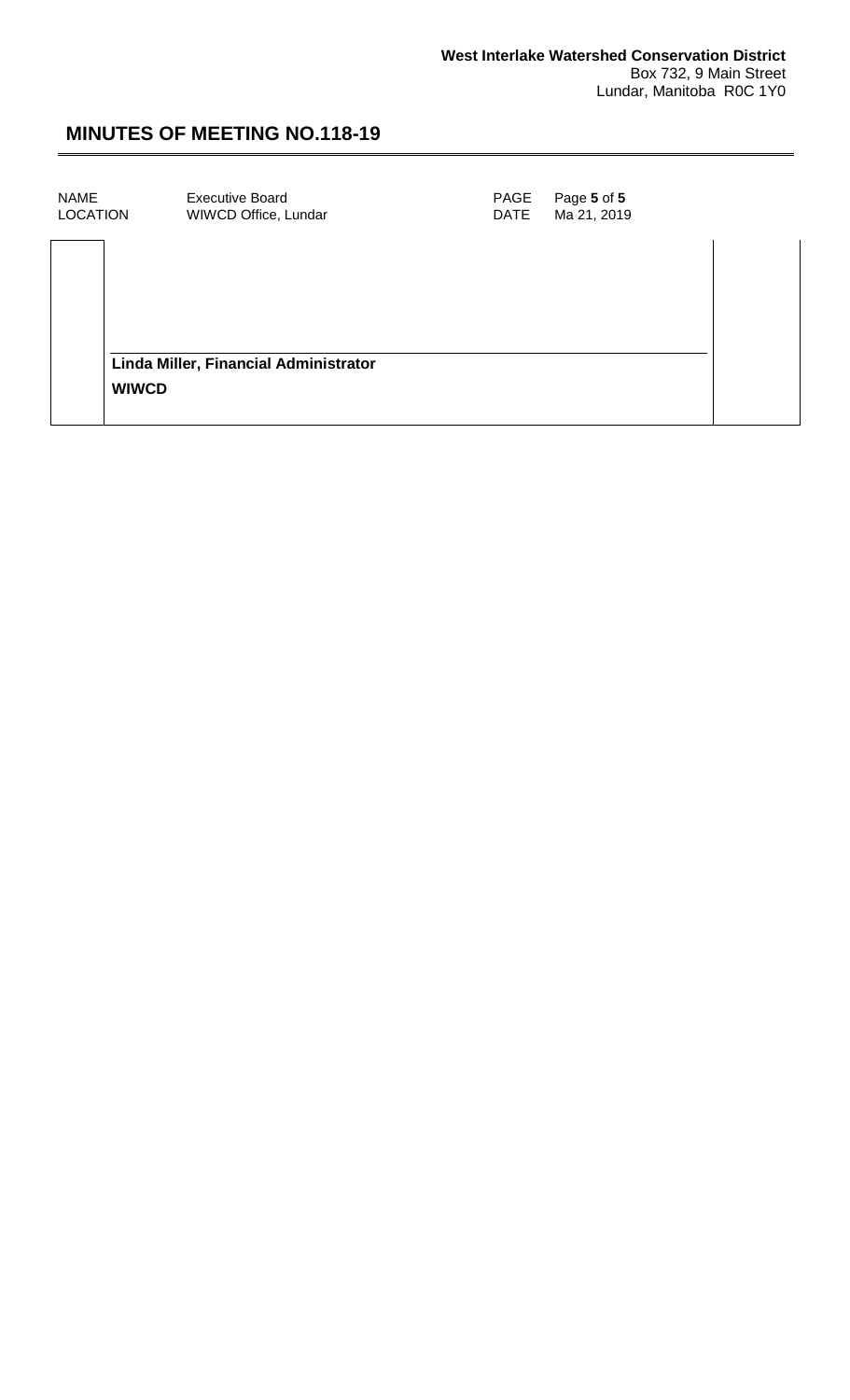**West Interlake Watershed Conservation District**
Box 732, 9 Main Street
Lundar, Manitoba R0C 1Y0

## MINUTES OF MEETING NO.118-19

| | | | |
|---|---|---|---|
| NAME | Executive Board | PAGE | Page **5** of **5** |
| LOCATION | WIWCD Office, Lundar | DATE | Ma 21, 2019 |

**Linda Miller, Financial Administrator**

**WIWCD**